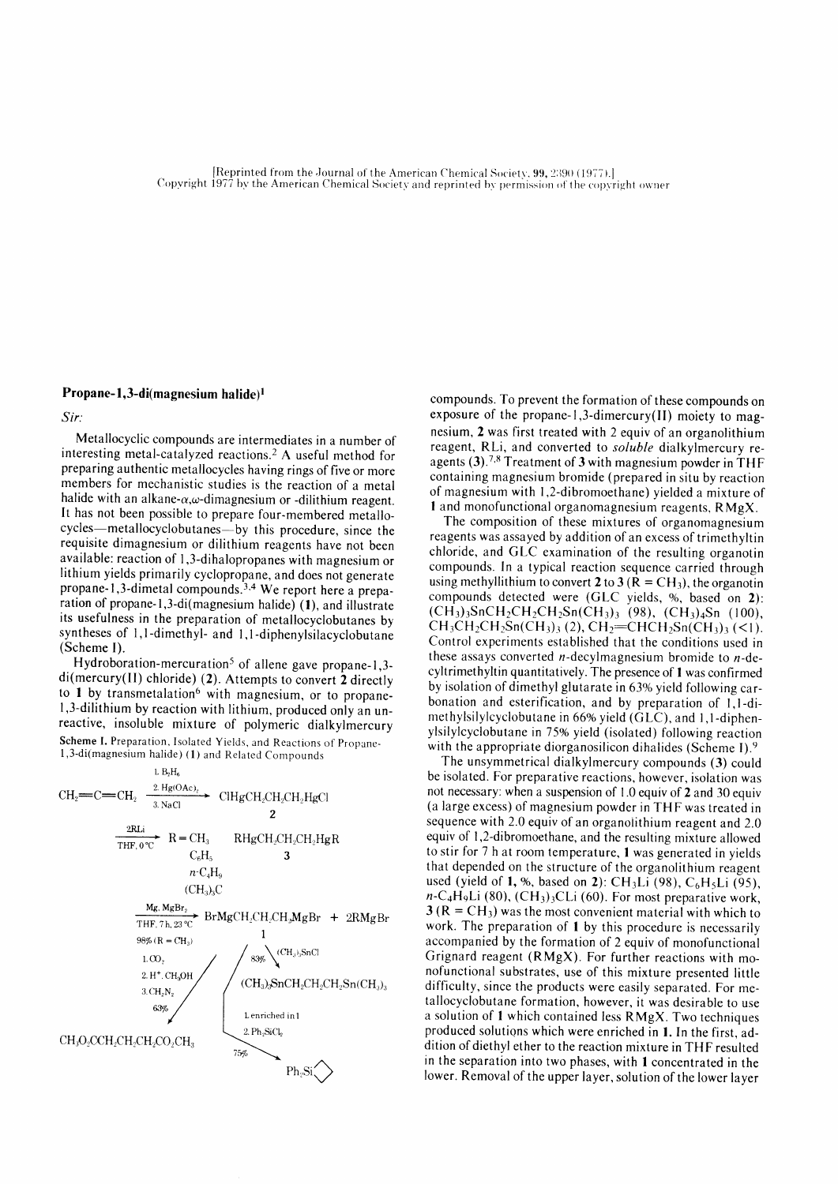[Reprinted from the Journal of the American Chemical Society, 99, 2390 (1977).]
Copyright 1977 by the American Chemical Society and reprinted by permission of the copyright owner

## Propane-1,3-di(magnesium halide)[1]

*Sir:*

Metallocyclic compounds are intermediates in a number of interesting metal-catalyzed reactions.[2] A useful method for preparing authentic metallocycles having rings of five or more members for mechanistic studies is the reaction of a metal halide with an alkane-α,ω-dimagnesium or -dilithium reagent. It has not been possible to prepare four-membered metallocycles—metallocyclobutanes—by this procedure, since the requisite dimagnesium or dilithium reagents have not been available: reaction of 1,3-dihalopropanes with magnesium or lithium yields primarily cyclopropane, and does not generate propane-1,3-dimetal compounds.[3,4] We report here a preparation of propane-1,3-di(magnesium halide) (**1**), and illustrate its usefulness in the preparation of metallocyclobutanes by syntheses of 1,1-dimethyl- and 1,1-diphenylsilacyclobutane (Scheme I).

Hydroboration-mercuration[5] of allene gave propane-1,3-di(mercury(II) chloride) (**2**). Attempts to convert **2** directly to **1** by transmetalation[6] with magnesium, or to propane-1,3-dilithium by reaction with lithium, produced only an unreactive, insoluble mixture of polymeric dialkylmercury compounds. To prevent the formation of these compounds on exposure of the propane-1,3-dimercury(II) moiety to magnesium, **2** was first treated with 2 equiv of an organolithium reagent, RLi, and converted to *soluble* dialkylmercury reagents (**3**).[7,8] Treatment of **3** with magnesium powder in THF containing magnesium bromide (prepared in situ by reaction of magnesium with 1,2-dibromoethane) yielded a mixture of **1** and monofunctional organomagnesium reagents, RMgX.

**Scheme I.** Preparation, Isolated Yields, and Reactions of Propane-1,3-di(magnesium halide) (**1**) and Related Compounds

$$CH_2{=}C{=}CH_2 \xrightarrow[3.\ NaCl]{1.\ B_2H_6;\ 2.\ Hg(OAc)_2} ClHgCH_2CH_2CH_2HgCl\ (\mathbf{2})$$

$$\xrightarrow[THF,\ 0\ ^\circ C]{2RLi} RHgCH_2CH_2CH_2HgR\ (\mathbf{3}),\quad R = CH_3,\ C_6H_5,\ n\text{-}C_4H_9,\ (CH_3)_3C$$

$$\xrightarrow[THF,\ 7\ h,\ 23\ ^\circ C;\ 98\%\ (R = CH_3)]{Mg,\ MgBr_2} BrMgCH_2CH_2CH_2MgBr\ (\mathbf{1}) + 2RMgBr$$

**1** → (1. $CO_2$; 2. $H^+$, $CH_3OH$; 3. $CH_2N_2$; 63%) → $CH_3O_2CCH_2CH_2CH_2CO_2CH_3$

**1** → ($(CH_3)_3SnCl$; 83%) → $(CH_3)_3SnCH_2CH_2CH_2Sn(CH_3)_3$

**1** → (1. enriched in **1**; 2. $Ph_2SiCl_2$; 75%) → $Ph_2Si$-cyclobutane (1,1-diphenylsilacyclobutane)

The composition of these mixtures of organomagnesium reagents was assayed by addition of an excess of trimethyltin chloride, and GLC examination of the resulting organotin compounds. In a typical reaction sequence carried through using methyllithium to convert **2** to **3** (R = $CH_3$), the organotin compounds detected were (GLC yields, %, based on **2**): $(CH_3)_3SnCH_2CH_2CH_2Sn(CH_3)_3$ (98), $(CH_3)_4Sn$ (100), $CH_3CH_2CH_2Sn(CH_3)_3$ (2), $CH_2{=}CHCH_2Sn(CH_3)_3$ (<1). Control experiments established that the conditions used in these assays converted *n*-decylmagnesium bromide to *n*-decyltrimethyltin quantitatively. The presence of **1** was confirmed by isolation of dimethyl glutarate in 63% yield following carbonation and esterification, and by preparation of 1,1-dimethylsilylcyclobutane in 66% yield (GLC), and 1,1-diphenylsilylcyclobutane in 75% yield (isolated) following reaction with the appropriate diorganosilicon dihalides (Scheme I).[9]

The unsymmetrical dialkylmercury compounds (**3**) could be isolated. For preparative reactions, however, isolation was not necessary: when a suspension of 1.0 equiv of **2** and 30 equiv (a large excess) of magnesium powder in THF was treated in sequence with 2.0 equiv of an organolithium reagent and 2.0 equiv of 1,2-dibromoethane, and the resulting mixture allowed to stir for 7 h at room temperature, **1** was generated in yields that depended on the structure of the organolithium reagent used (yield of **1**, %, based on **2**): $CH_3Li$ (98), $C_6H_5Li$ (95), *n*-$C_4H_9Li$ (80), $(CH_3)_3CLi$ (60). For most preparative work, **3** (R = $CH_3$) was the most convenient material with which to work. The preparation of **1** by this procedure is necessarily accompanied by the formation of 2 equiv of monofunctional Grignard reagent (RMgX). For further reactions with monofunctional substrates, use of this mixture presented little difficulty, since the products were easily separated. For metallocyclobutane formation, however, it was desirable to use a solution of **1** which contained less RMgX. Two techniques produced solutions which were enriched in **1**. In the first, addition of diethyl ether to the reaction mixture in THF resulted in the separation into two phases, with **1** concentrated in the lower. Removal of the upper layer, solution of the lower layer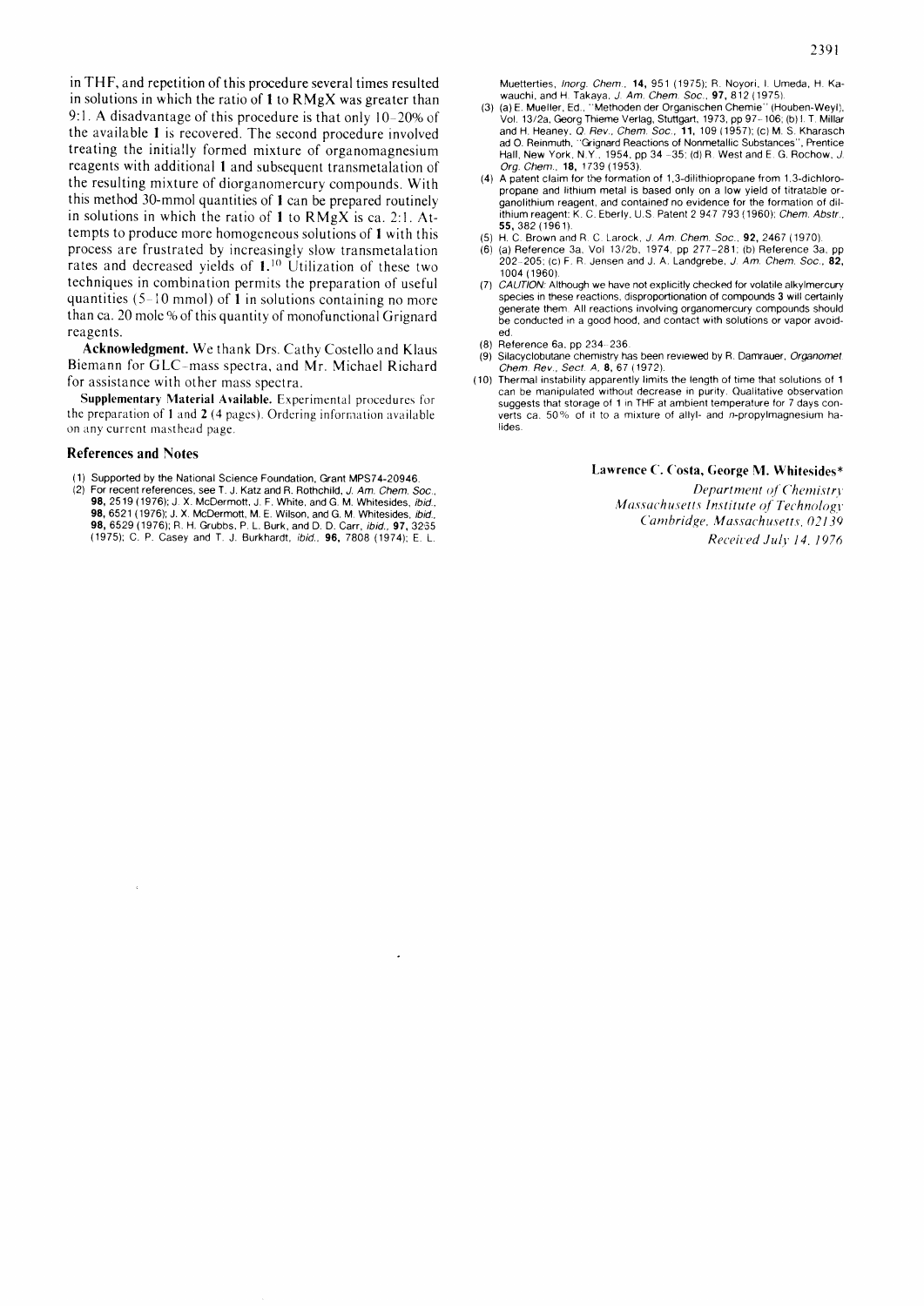in THF, and repetition of this procedure several times resulted in solutions in which the ratio of **1** to RMgX was greater than 9:1. A disadvantage of this procedure is that only 10–20% of the available **1** is recovered. The second procedure involved treating the initially formed mixture of organomagnesium reagents with additional **1** and subsequent transmetalation of the resulting mixture of diorganomercury compounds. With this method 30-mmol quantities of **1** can be prepared routinely in solutions in which the ratio of **1** to RMgX is ca. 2:1. Attempts to produce more homogeneous solutions of **1** with this process are frustrated by increasingly slow transmetalation rates and decreased yields of **1**.[10] Utilization of these two techniques in combination permits the preparation of useful quantities (5–10 mmol) of **1** in solutions containing no more than ca. 20 mole % of this quantity of monofunctional Grignard reagents.

**Acknowledgment.** We thank Drs. Cathy Costello and Klaus Biemann for GLC–mass spectra, and Mr. Michael Richard for assistance with other mass spectra.

**Supplementary Material Available.** Experimental procedures for the preparation of **1** and **2** (4 pages). Ordering information available on any current masthead page.

## References and Notes

(1) Supported by the National Science Foundation, Grant MPS74-20946.

(2) For recent references, see T. J. Katz and R. Rothchild, *J. Am. Chem. Soc.*, **98**, 2519 (1976); J. X. McDermott, J. F. White, and G. M. Whitesides, *ibid.*, **98**, 6521 (1976); J. X. McDermott, M. E. Wilson, and G. M. Whitesides, *ibid.*, **98**, 6529 (1976); R. H. Grubbs, P. L. Burk, and D. D. Carr, *ibid.*, **97**, 3265 (1975); C. P. Casey and T. J. Burkhardt, *ibid.*, **96**, 7808 (1974); E. L. Muetterties, *Inorg. Chem.*, **14**, 951 (1975); R. Noyori, I. Umeda, H. Kawauchi, and H. Takaya, *J. Am. Chem. Soc.*, **97**, 812 (1975).

(3) (a) E. Mueller, Ed., "Methoden der Organischen Chemie" (Houben-Weyl), Vol. 13/2a, Georg Thieme Verlag, Stuttgart, 1973, pp 97–106; (b) I. T. Millar and H. Heaney, *Q. Rev., Chem. Soc.*, **11**, 109 (1957); (c) M. S. Kharasch ad O. Reinmuth, "Grignard Reactions of Nonmetallic Substances", Prentice Hall, New York, N.Y., 1954, pp 34–35; (d) R. West and E. G. Rochow, *J. Org. Chem.*, **18**, 1739 (1953).

(4) A patent claim for the formation of 1,3-dilithiopropane from 1,3-dichloropropane and lithium metal is based only on a low yield of titratable organolithium reagent, and contained no evidence for the formation of dilithium reagent: K. C. Eberly, U.S. Patent 2 947 793 (1960); *Chem. Abstr.*, **55**, 382 (1961).

(5) H. C. Brown and R. C. Larock, *J. Am. Chem. Soc.*, **92**, 2467 (1970).

(6) (a) Reference 3a, Vol 13/2b, 1974, pp 277–281; (b) Reference 3a, pp 202–205; (c) F. R. Jensen and J. A. Landgrebe, *J. Am. Chem. Soc.*, **82**, 1004 (1960).

(7) *CAUTION:* Although we have not explicitly checked for volatile alkylmercury species in these reactions, disproportionation of compounds **3** will certainly generate them. All reactions involving organomercury compounds should be conducted in a good hood, and contact with solutions or vapor avoided.

(8) Reference 6a, pp 234–236.

(9) Silacyclobutane chemistry has been reviewed by R. Damrauer, *Organomet. Chem. Rev., Sect. A*, **8**, 67 (1972).

(10) Thermal instability apparently limits the length of time that solutions of **1** can be manipulated without decrease in purity. Qualitative observation suggests that storage of **1** in THF at ambient temperature for 7 days converts ca. 50% of it to a mixture of allyl- and *n*-propylmagnesium halides.

**Lawrence C. Costa, George M. Whitesides***

*Department of Chemistry*
*Massachusetts Institute of Technology*
*Cambridge, Massachusetts, 02139*
*Received July 14, 1976*